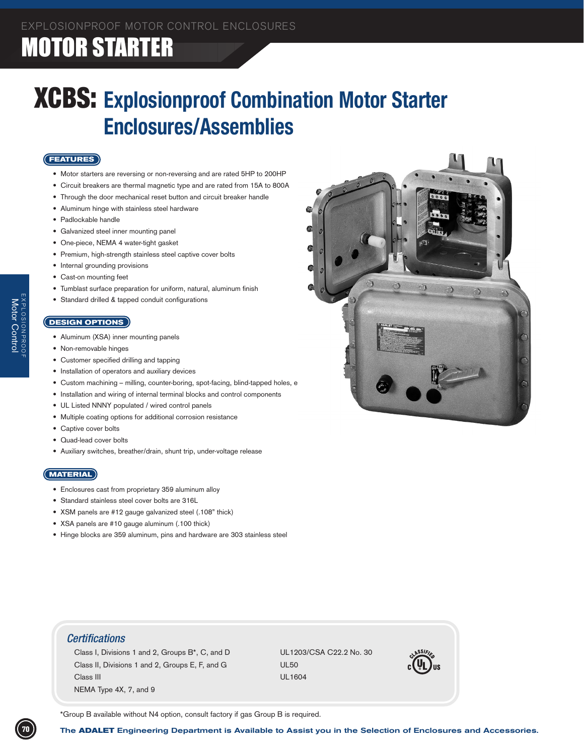EXPLOSIONPROOF MOTOR CONTROL ENCLOSURES

# MOTOR STARTER

## XCBS: Explosionproof Combination Motor Starter Enclosures/Assemblies

### FEATURES

- Motor starters are reversing or non-reversing and are rated 5HP to 200HP
- Circuit breakers are thermal magnetic type and are rated from 15A to 800A
- Through the door mechanical reset button and circuit breaker handle
- Aluminum hinge with stainless steel hardware
- Padlockable handle
- Galvanized steel inner mounting panel
- One-piece, NEMA 4 water-tight gasket
- Premium, high-strength stainless steel captive cover bolts
- Internal grounding provisions
- Cast-on mounting feet
- Tumblast surface preparation for uniform, natural, aluminum finish
- Standard drilled & tapped conduit configurations

### DESIGN OPTIONS

- Aluminum (XSA) inner mounting panels
- Non-removable hinges
- Customer specified drilling and tapping
- Installation of operators and auxiliary devices
- Custom machining – milling, counter-boring, spot-facing, blind-tapped holes, e
- Installation and wiring of internal terminal blocks and control components
- UL Listed NNNY populated / wired control panels
- Multiple coating options for additional corrosion resistance
- Captive cover bolts
- Quad-lead cover bolts
- Auxiliary switches, breather/drain, shunt trip, under-voltage release

### MATERIAL

- Enclosures cast from proprietary 359 aluminum alloy
- Standard stainless steel cover bolts are 316L
- XSM panels are #12 gauge galvanized steel (.108" thick)
- XSA panels are #10 gauge aluminum (.100 thick)
- Hinge blocks are 359 aluminum, pins and hardware are 303 stainless steel

### Certifications

Class I, Divisions 1 and 2, Groups B*, C, and D
Class II, Divisions 1 and 2, Groups E, F, and G
Class III
NEMA Type 4X, 7, and 9

UL1203/CSA C22.2 No. 30
UL50
UL1604

*Group B available without N4 option, consult factory if gas Group B is required.

**The ADALET Engineering Department is Available to Assist you in the Selection of Enclosures and Accessories.**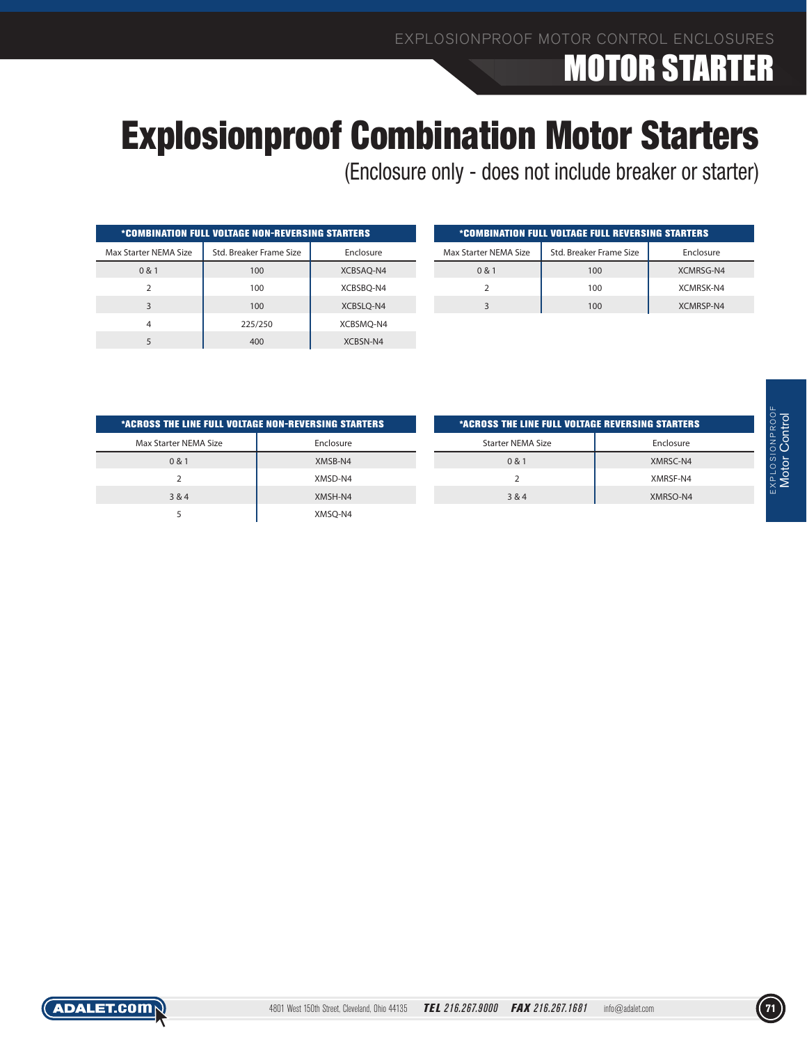# Explosionproof Combination Motor Starters

(Enclosure only - does not include breaker or starter)

| *COMBINATION FULL VOLTAGE NON-REVERSING STARTERS | | |
|---|---|---|
| Max Starter NEMA Size | Std. Breaker Frame Size | Enclosure |
| 0 & 1 | 100 | XCBSAQ-N4 |
| 2 | 100 | XCBSBQ-N4 |
| 3 | 100 | XCBSLQ-N4 |
| 4 | 225/250 | XCBSMQ-N4 |
| 5 | 400 | XCBSN-N4 |

| *COMBINATION FULL VOLTAGE FULL REVERSING STARTERS | | |
|---|---|---|
| Max Starter NEMA Size | Std. Breaker Frame Size | Enclosure |
| 0 & 1 | 100 | XCMRSG-N4 |
| 2 | 100 | XCMRSK-N4 |
| 3 | 100 | XCMRSP-N4 |

| *ACROSS THE LINE FULL VOLTAGE NON-REVERSING STARTERS | |
|---|---|
| Max Starter NEMA Size | Enclosure |
| 0 & 1 | XMSB-N4 |
| 2 | XMSD-N4 |
| 3 & 4 | XMSH-N4 |
| 5 | XMSQ-N4 |

| *ACROSS THE LINE FULL VOLTAGE REVERSING STARTERS | |
|---|---|
| Starter NEMA Size | Enclosure |
| 0 & 1 | XMRSC-N4 |
| 2 | XMRSF-N4 |
| 3 & 4 | XMRSO-N4 |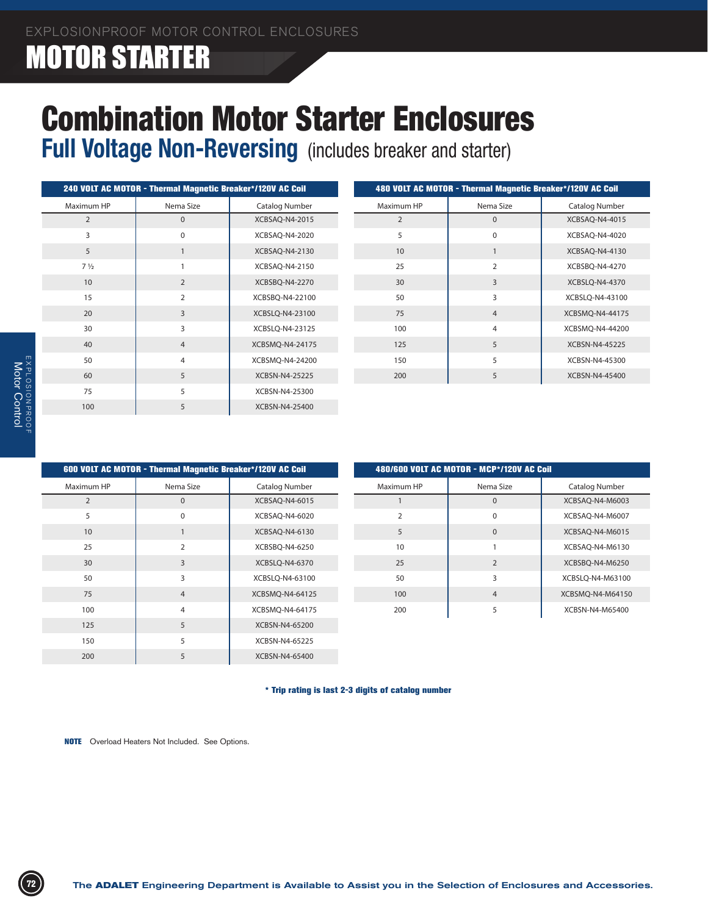EXPLOSIONPROOF MOTOR CONTROL ENCLOSURES

# MOTOR STARTER

# Combination Motor Starter Enclosures

## Full Voltage Non-Reversing (includes breaker and starter)

| 240 VOLT AC MOTOR - Thermal Magnetic Breaker*/120V AC Coil | | |
|---|---|---|
| Maximum HP | Nema Size | Catalog Number |
| 2 | 0 | XCBSAQ-N4-2015 |
| 3 | 0 | XCBSAQ-N4-2020 |
| 5 | 1 | XCBSAQ-N4-2130 |
| 7 ½ | 1 | XCBSAQ-N4-2150 |
| 10 | 2 | XCBSBQ-N4-2270 |
| 15 | 2 | XCBSBQ-N4-22100 |
| 20 | 3 | XCBSLQ-N4-23100 |
| 30 | 3 | XCBSLQ-N4-23125 |
| 40 | 4 | XCBSMQ-N4-24175 |
| 50 | 4 | XCBSMQ-N4-24200 |
| 60 | 5 | XCBSN-N4-25225 |
| 75 | 5 | XCBSN-N4-25300 |
| 100 | 5 | XCBSN-N4-25400 |

| 480 VOLT AC MOTOR - Thermal Magnetic Breaker*/120V AC Coil | | |
|---|---|---|
| Maximum HP | Nema Size | Catalog Number |
| 2 | 0 | XCBSAQ-N4-4015 |
| 5 | 0 | XCBSAQ-N4-4020 |
| 10 | 1 | XCBSAQ-N4-4130 |
| 25 | 2 | XCBSBQ-N4-4270 |
| 30 | 3 | XCBSLQ-N4-4370 |
| 50 | 3 | XCBSLQ-N4-43100 |
| 75 | 4 | XCBSMQ-N4-44175 |
| 100 | 4 | XCBSMQ-N4-44200 |
| 125 | 5 | XCBSN-N4-45225 |
| 150 | 5 | XCBSN-N4-45300 |
| 200 | 5 | XCBSN-N4-45400 |

| 600 VOLT AC MOTOR - Thermal Magnetic Breaker*/120V AC Coil | | |
|---|---|---|
| Maximum HP | Nema Size | Catalog Number |
| 2 | 0 | XCBSAQ-N4-6015 |
| 5 | 0 | XCBSAQ-N4-6020 |
| 10 | 1 | XCBSAQ-N4-6130 |
| 25 | 2 | XCBSBQ-N4-6250 |
| 30 | 3 | XCBSLQ-N4-6370 |
| 50 | 3 | XCBSLQ-N4-63100 |
| 75 | 4 | XCBSMQ-N4-64125 |
| 100 | 4 | XCBSMQ-N4-64175 |
| 125 | 5 | XCBSN-N4-65200 |
| 150 | 5 | XCBSN-N4-65225 |
| 200 | 5 | XCBSN-N4-65400 |

| 480/600 VOLT AC MOTOR - MCP*/120V AC Coil | | |
|---|---|---|
| Maximum HP | Nema Size | Catalog Number |
| 1 | 0 | XCBSAQ-N4-M6003 |
| 2 | 0 | XCBSAQ-N4-M6007 |
| 5 | 0 | XCBSAQ-N4-M6015 |
| 10 | 1 | XCBSAQ-N4-M6130 |
| 25 | 2 | XCBSBQ-N4-M6250 |
| 50 | 3 | XCBSLQ-N4-M63100 |
| 100 | 4 | XCBSMQ-N4-M64150 |
| 200 | 5 | XCBSN-N4-M65400 |

**\* Trip rating is last 2-3 digits of catalog number**

**NOTE** Overload Heaters Not Included. See Options.

The **ADALET** Engineering Department is Available to Assist you in the Selection of Enclosures and Accessories.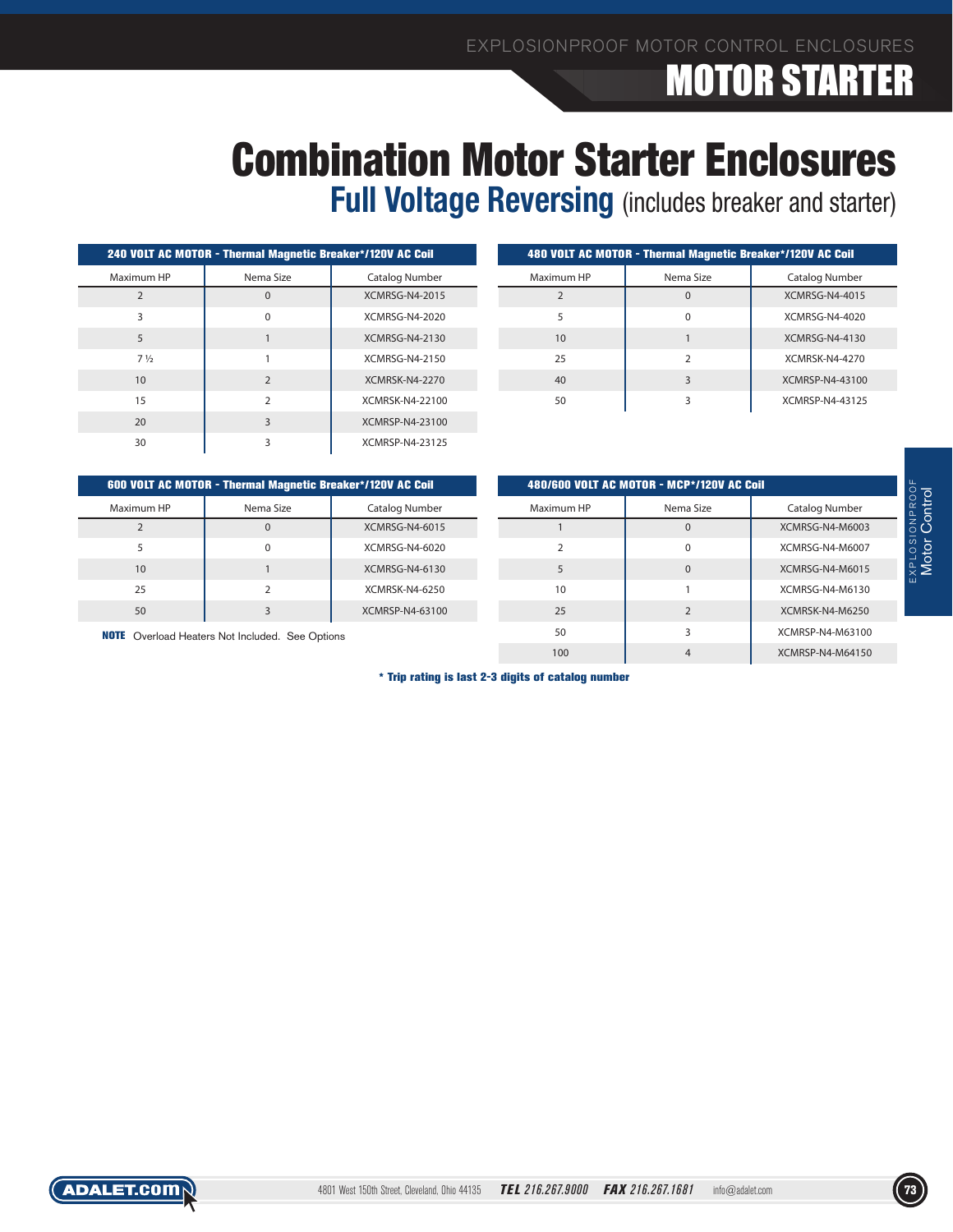# Combination Motor Starter Enclosures

## Full Voltage Reversing (includes breaker and starter)

| 240 VOLT AC MOTOR - Thermal Magnetic Breaker*/120V AC Coil | | |
|---|---|---|
| Maximum HP | Nema Size | Catalog Number |
| 2 | 0 | XCMRSG-N4-2015 |
| 3 | 0 | XCMRSG-N4-2020 |
| 5 | 1 | XCMRSG-N4-2130 |
| 7 ½ | 1 | XCMRSG-N4-2150 |
| 10 | 2 | XCMRSK-N4-2270 |
| 15 | 2 | XCMRSK-N4-22100 |
| 20 | 3 | XCMRSP-N4-23100 |
| 30 | 3 | XCMRSP-N4-23125 |

| 480 VOLT AC MOTOR - Thermal Magnetic Breaker*/120V AC Coil | | |
|---|---|---|
| Maximum HP | Nema Size | Catalog Number |
| 2 | 0 | XCMRSG-N4-4015 |
| 5 | 0 | XCMRSG-N4-4020 |
| 10 | 1 | XCMRSG-N4-4130 |
| 25 | 2 | XCMRSK-N4-4270 |
| 40 | 3 | XCMRSP-N4-43100 |
| 50 | 3 | XCMRSP-N4-43125 |

| 600 VOLT AC MOTOR - Thermal Magnetic Breaker*/120V AC Coil | | |
|---|---|---|
| Maximum HP | Nema Size | Catalog Number |
| 2 | 0 | XCMRSG-N4-6015 |
| 5 | 0 | XCMRSG-N4-6020 |
| 10 | 1 | XCMRSG-N4-6130 |
| 25 | 2 | XCMRSK-N4-6250 |
| 50 | 3 | XCMRSP-N4-63100 |

**NOTE** Overload Heaters Not Included. See Options

| 480/600 VOLT AC MOTOR - MCP*/120V AC Coil | | |
|---|---|---|
| Maximum HP | Nema Size | Catalog Number |
| 1 | 0 | XCMRSG-N4-M6003 |
| 2 | 0 | XCMRSG-N4-M6007 |
| 5 | 0 | XCMRSG-N4-M6015 |
| 10 | 1 | XCMRSG-N4-M6130 |
| 25 | 2 | XCMRSK-N4-M6250 |
| 50 | 3 | XCMRSP-N4-M63100 |
| 100 | 4 | XCMRSP-N4-M64150 |

**\* Trip rating is last 2-3 digits of catalog number**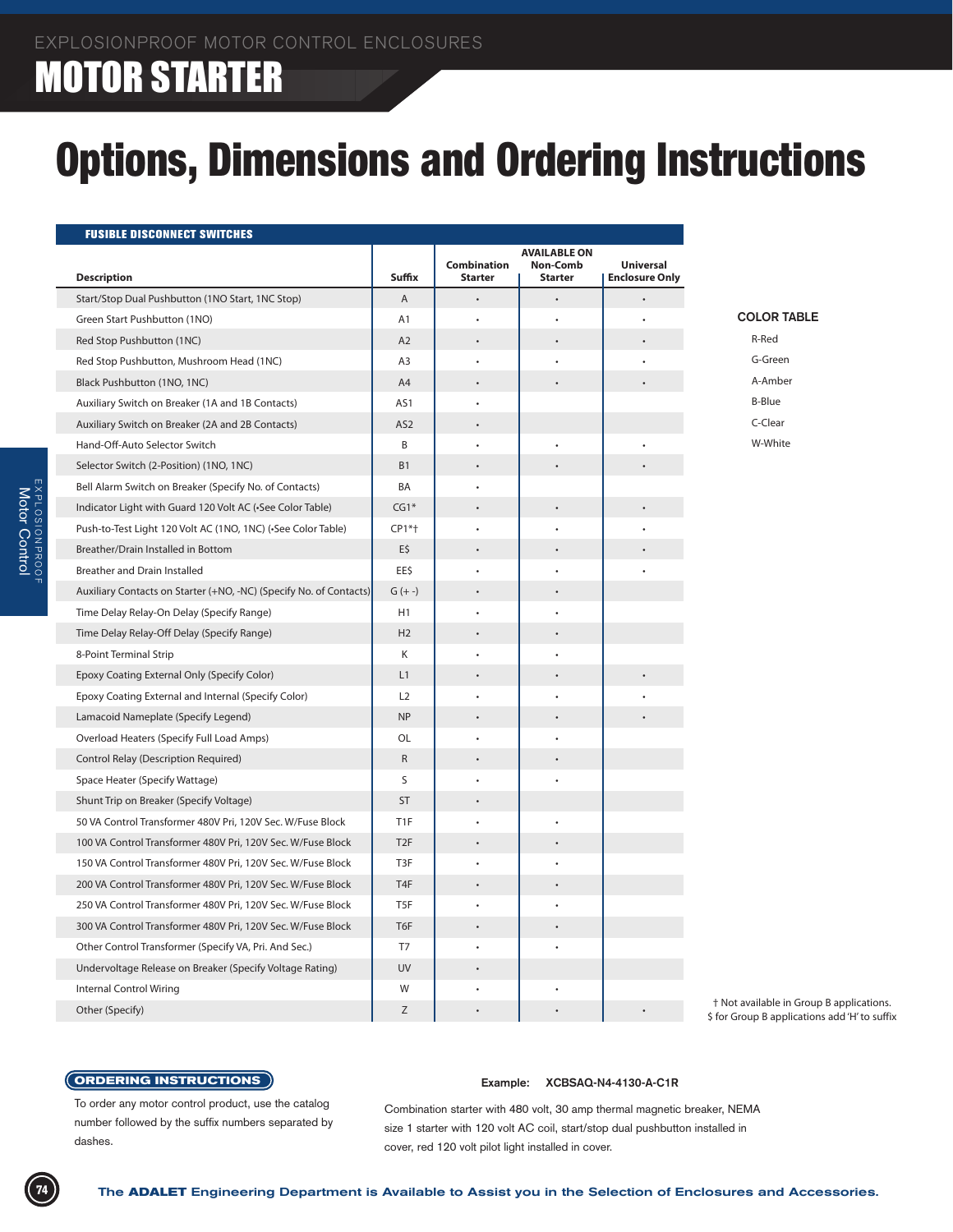EXPLOSIONPROOF MOTOR CONTROL ENCLOSURES

# MOTOR STARTER

# Options, Dimensions and Ordering Instructions

## FUSIBLE DISCONNECT SWITCHES

| Description | Suffix | AVAILABLE ON Combination Starter | AVAILABLE ON Non-Comb Starter | AVAILABLE ON Universal Enclosure Only |
|---|---|---|---|---|
| Start/Stop Dual Pushbutton (1NO Start, 1NC Stop) | A | • | • | • |
| Green Start Pushbutton (1NO) | A1 | • | • | • |
| Red Stop Pushbutton (1NC) | A2 | • | • | • |
| Red Stop Pushbutton, Mushroom Head (1NC) | A3 | • | • | • |
| Black Pushbutton (1NO, 1NC) | A4 | • | • | • |
| Auxiliary Switch on Breaker (1A and 1B Contacts) | AS1 | • | | |
| Auxiliary Switch on Breaker (2A and 2B Contacts) | AS2 | • | | |
| Hand-Off-Auto Selector Switch | B | • | • | • |
| Selector Switch (2-Position) (1NO, 1NC) | B1 | • | • | • |
| Bell Alarm Switch on Breaker (Specify No. of Contacts) | BA | • | | |
| Indicator Light with Guard 120 Volt AC (•See Color Table) | CG1* | • | • | • |
| Push-to-Test Light 120 Volt AC (1NO, 1NC) (•See Color Table) | CP1*† | • | • | • |
| Breather/Drain Installed in Bottom | E$ | • | • | • |
| Breather and Drain Installed | EE$ | • | • | • |
| Auxiliary Contacts on Starter (+NO, -NC) (Specify No. of Contacts) | G (+ -) | • | • | |
| Time Delay Relay-On Delay (Specify Range) | H1 | • | • | |
| Time Delay Relay-Off Delay (Specify Range) | H2 | • | • | |
| 8-Point Terminal Strip | K | • | • | |
| Epoxy Coating External Only (Specify Color) | L1 | • | • | • |
| Epoxy Coating External and Internal (Specify Color) | L2 | • | • | • |
| Lamacoid Nameplate (Specify Legend) | NP | • | • | • |
| Overload Heaters (Specify Full Load Amps) | OL | • | • | |
| Control Relay (Description Required) | R | • | • | |
| Space Heater (Specify Wattage) | S | • | • | |
| Shunt Trip on Breaker (Specify Voltage) | ST | • | | |
| 50 VA Control Transformer 480V Pri, 120V Sec. W/Fuse Block | T1F | • | • | |
| 100 VA Control Transformer 480V Pri, 120V Sec. W/Fuse Block | T2F | • | • | |
| 150 VA Control Transformer 480V Pri, 120V Sec. W/Fuse Block | T3F | • | • | |
| 200 VA Control Transformer 480V Pri, 120V Sec. W/Fuse Block | T4F | • | • | |
| 250 VA Control Transformer 480V Pri, 120V Sec. W/Fuse Block | T5F | • | • | |
| 300 VA Control Transformer 480V Pri, 120V Sec. W/Fuse Block | T6F | • | • | |
| Other Control Transformer (Specify VA, Pri. And Sec.) | T7 | • | • | |
| Undervoltage Release on Breaker (Specify Voltage Rating) | UV | • | | |
| Internal Control Wiring | W | • | • | |
| Other (Specify) | Z | • | • | • |

### COLOR TABLE

- R-Red
- G-Green
- A-Amber
- B-Blue
- C-Clear
- W-White

† Not available in Group B applications.
$ for Group B applications add 'H' to suffix

## ORDERING INSTRUCTIONS

To order any motor control product, use the catalog number followed by the suffix numbers separated by dashes.

**Example: XCBSAQ-N4-4130-A-C1R**

Combination starter with 480 volt, 30 amp thermal magnetic breaker, NEMA size 1 starter with 120 volt AC coil, start/stop dual pushbutton installed in cover, red 120 volt pilot light installed in cover.

The **ADALET** Engineering Department is Available to Assist you in the Selection of Enclosures and Accessories.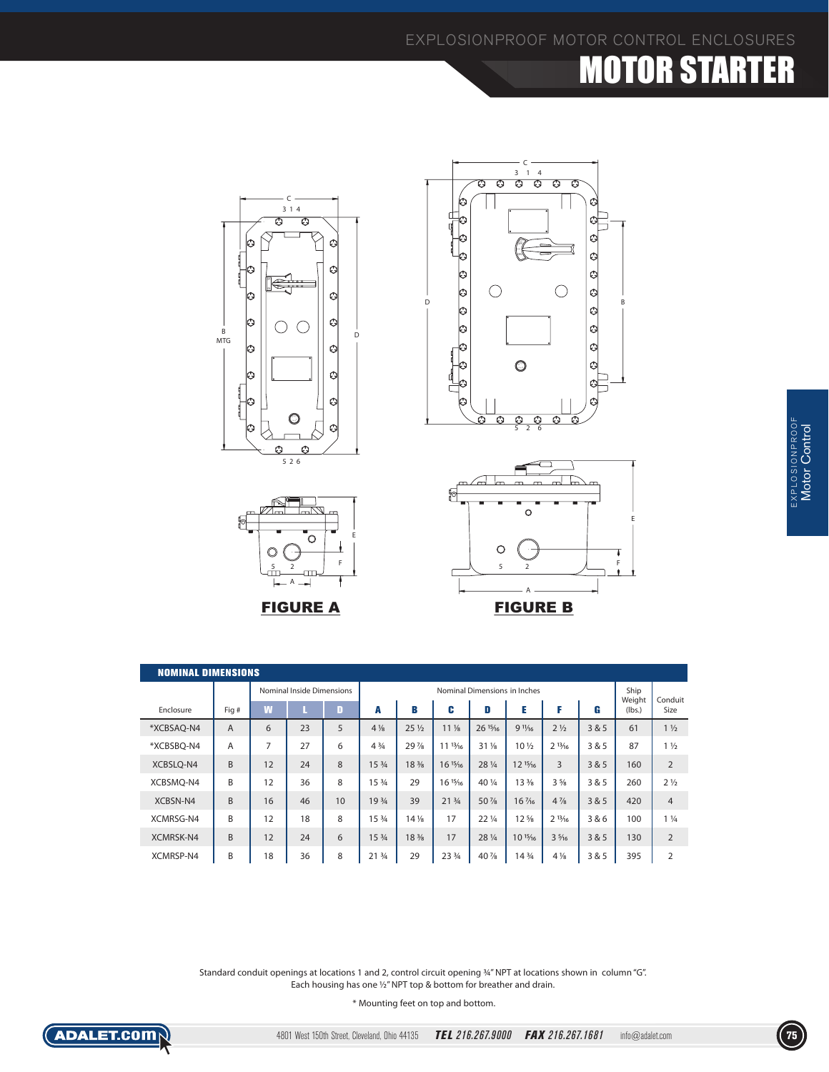EXPLOSIONPROOF MOTOR CONTROL ENCLOSURES

# MOTOR STARTER

FIGURE A

FIGURE B

## NOMINAL DIMENSIONS

| Enclosure | Fig # | Nominal Inside Dimensions | | | Nominal Dimensions in Inches | | | | | | | Ship Weight (lbs.) | Conduit Size |
|---|---|---|---|---|---|---|---|---|---|---|---|---|---|
| | | W | L | D | A | B | C | D | E | F | G | | |
| *XCBSAQ-N4 | A | 6 | 23 | 5 | 4 ⅛ | 25 ½ | 11 ⅛ | 26 15⁄16 | 9 11⁄16 | 2 ½ | 3 & 5 | 61 | 1 ½ |
| *XCBSBQ-N4 | A | 7 | 27 | 6 | 4 ¾ | 29 ⅞ | 11 13⁄16 | 31 ⅛ | 10 ½ | 2 13⁄16 | 3 & 5 | 87 | 1 ½ |
| XCBSLQ-N4 | B | 12 | 24 | 8 | 15 ¾ | 18 ⅜ | 16 15⁄16 | 28 ¼ | 12 15⁄16 | 3 | 3 & 5 | 160 | 2 |
| XCBSMQ-N4 | B | 12 | 36 | 8 | 15 ¾ | 29 | 16 15⁄16 | 40 ¼ | 13 ⅜ | 3 ⅝ | 3 & 5 | 260 | 2 ½ |
| XCBSN-N4 | B | 16 | 46 | 10 | 19 ¾ | 39 | 21 ¾ | 50 ⅞ | 16 7⁄16 | 4 ⅞ | 3 & 5 | 420 | 4 |
| XCMRSG-N4 | B | 12 | 18 | 8 | 15 ¾ | 14 ⅛ | 17 | 22 ¼ | 12 ⅝ | 2 13⁄16 | 3 & 6 | 100 | 1 ¼ |
| XCMRSK-N4 | B | 12 | 24 | 6 | 15 ¾ | 18 ⅜ | 17 | 28 ¼ | 10 15⁄16 | 3 5⁄16 | 3 & 5 | 130 | 2 |
| XCMRSP-N4 | B | 18 | 36 | 8 | 21 ¾ | 29 | 23 ¾ | 40 ⅞ | 14 ¾ | 4 ⅛ | 3 & 5 | 395 | 2 |

Standard conduit openings at locations 1 and 2, control circuit opening ¾" NPT at locations shown in column "G".
Each housing has one ½" NPT top & bottom for breather and drain.

* Mounting feet on top and bottom.

ADALET.COM 4801 West 150th Street, Cleveland, Ohio 44135 **TEL** 216.267.9000 **FAX** 216.267.1681 info@adalet.com